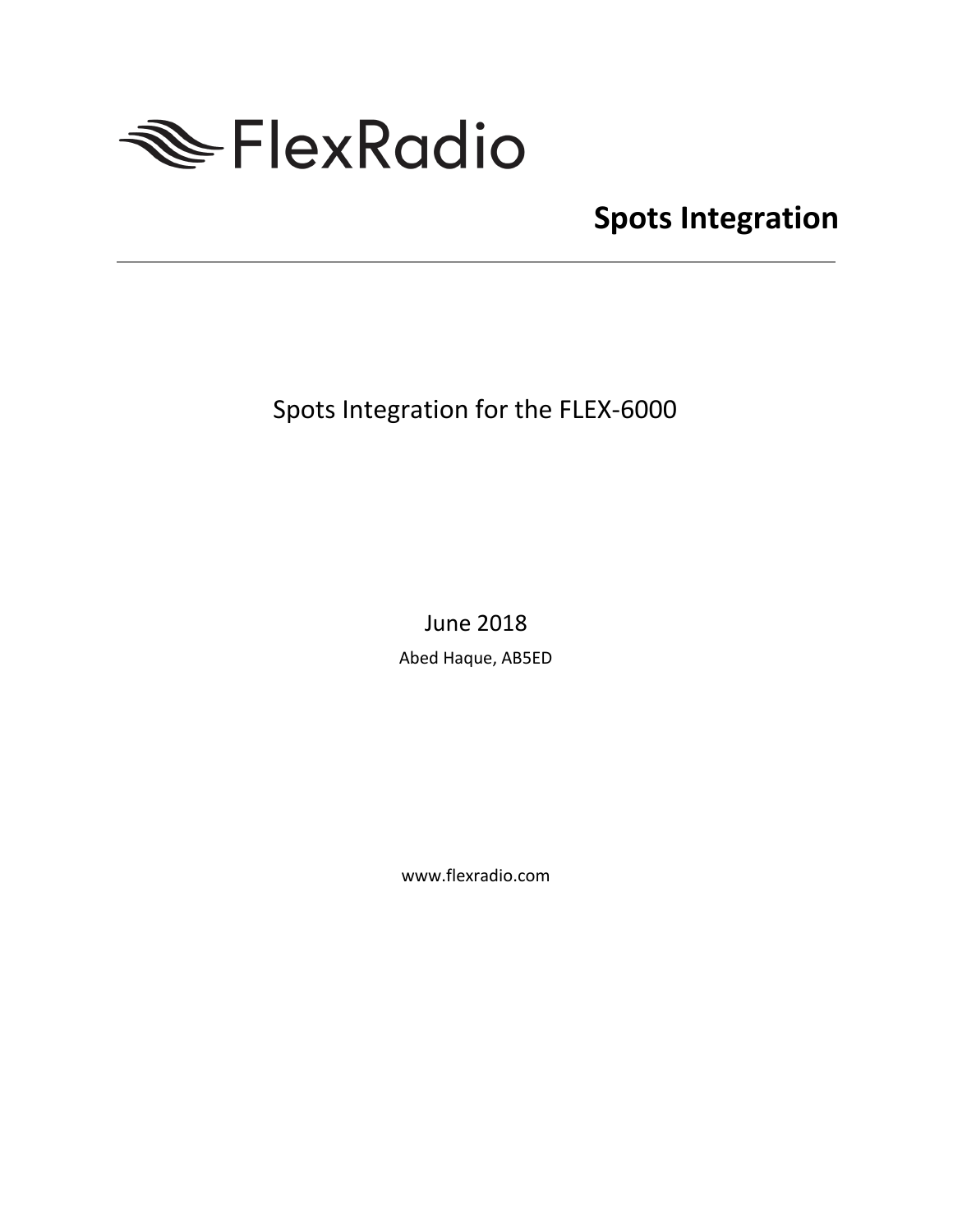FlexRadio

# Spots Integration

Spots Integration for the FLEX-6000

June 2018

Abed Haque, AB5ED

www.flexradio.com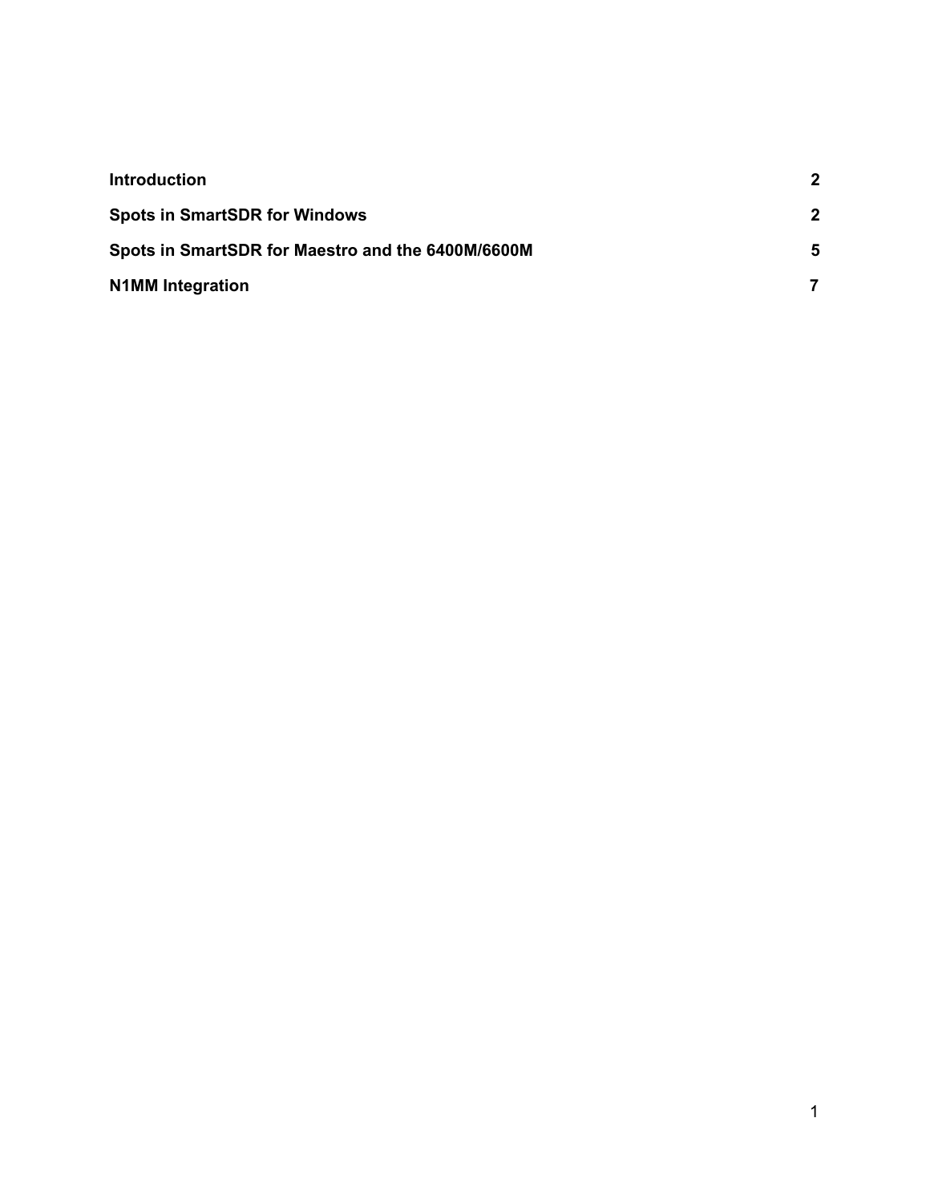| | |
|---|---|
| **Introduction** | **2** |
| **Spots in SmartSDR for Windows** | **2** |
| **Spots in SmartSDR for Maestro and the 6400M/6600M** | **5** |
| **N1MM Integration** | **7** |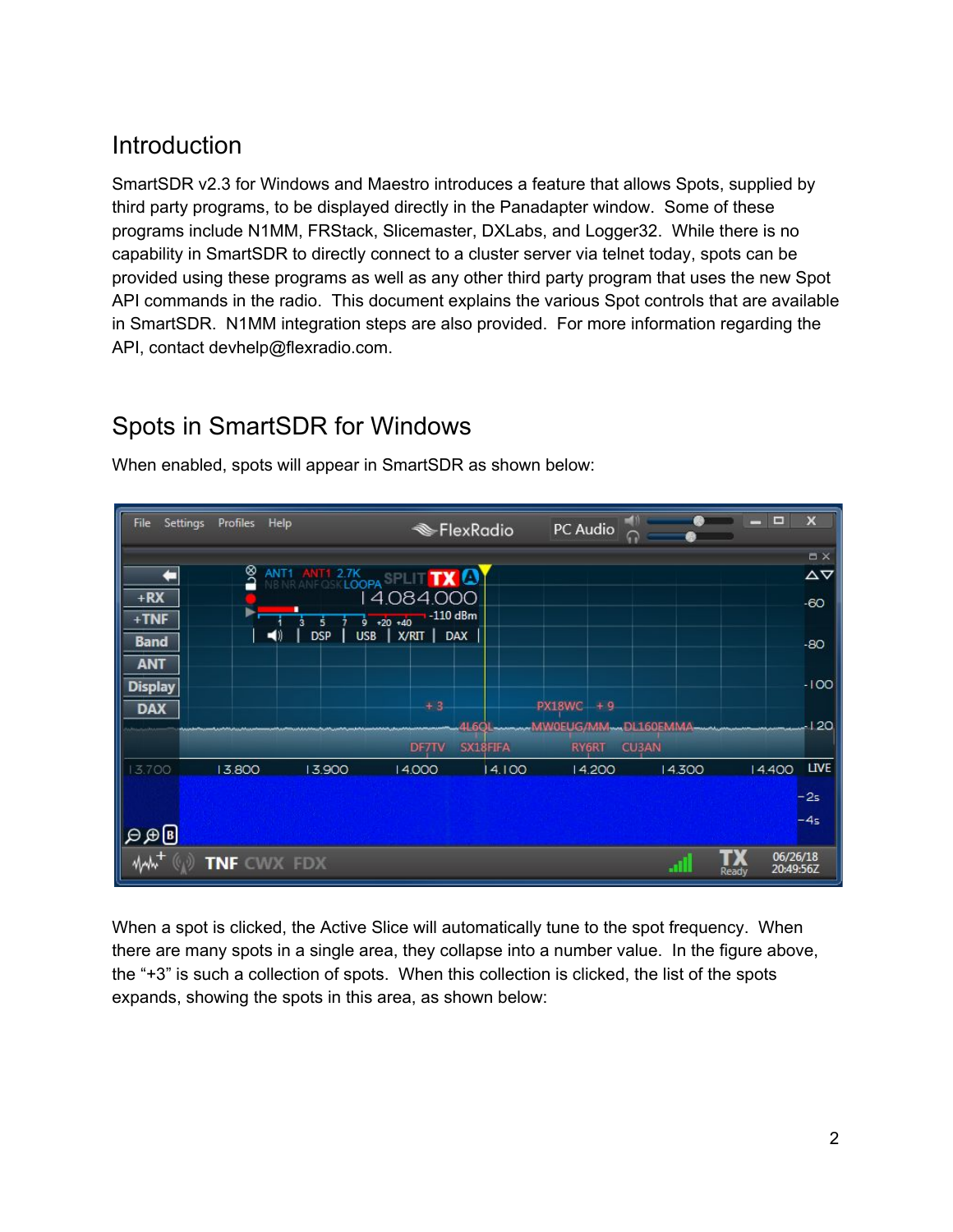# Introduction

SmartSDR v2.3 for Windows and Maestro introduces a feature that allows Spots, supplied by third party programs, to be displayed directly in the Panadapter window. Some of these programs include N1MM, FRStack, Slicemaster, DXLabs, and Logger32. While there is no capability in SmartSDR to directly connect to a cluster server via telnet today, spots can be provided using these programs as well as any other third party program that uses the new Spot API commands in the radio. This document explains the various Spot controls that are available in SmartSDR. N1MM integration steps are also provided. For more information regarding the API, contact devhelp@flexradio.com.

# Spots in SmartSDR for Windows

When enabled, spots will appear in SmartSDR as shown below:

When a spot is clicked, the Active Slice will automatically tune to the spot frequency. When there are many spots in a single area, they collapse into a number value. In the figure above, the "+3" is such a collection of spots. When this collection is clicked, the list of the spots expands, showing the spots in this area, as shown below: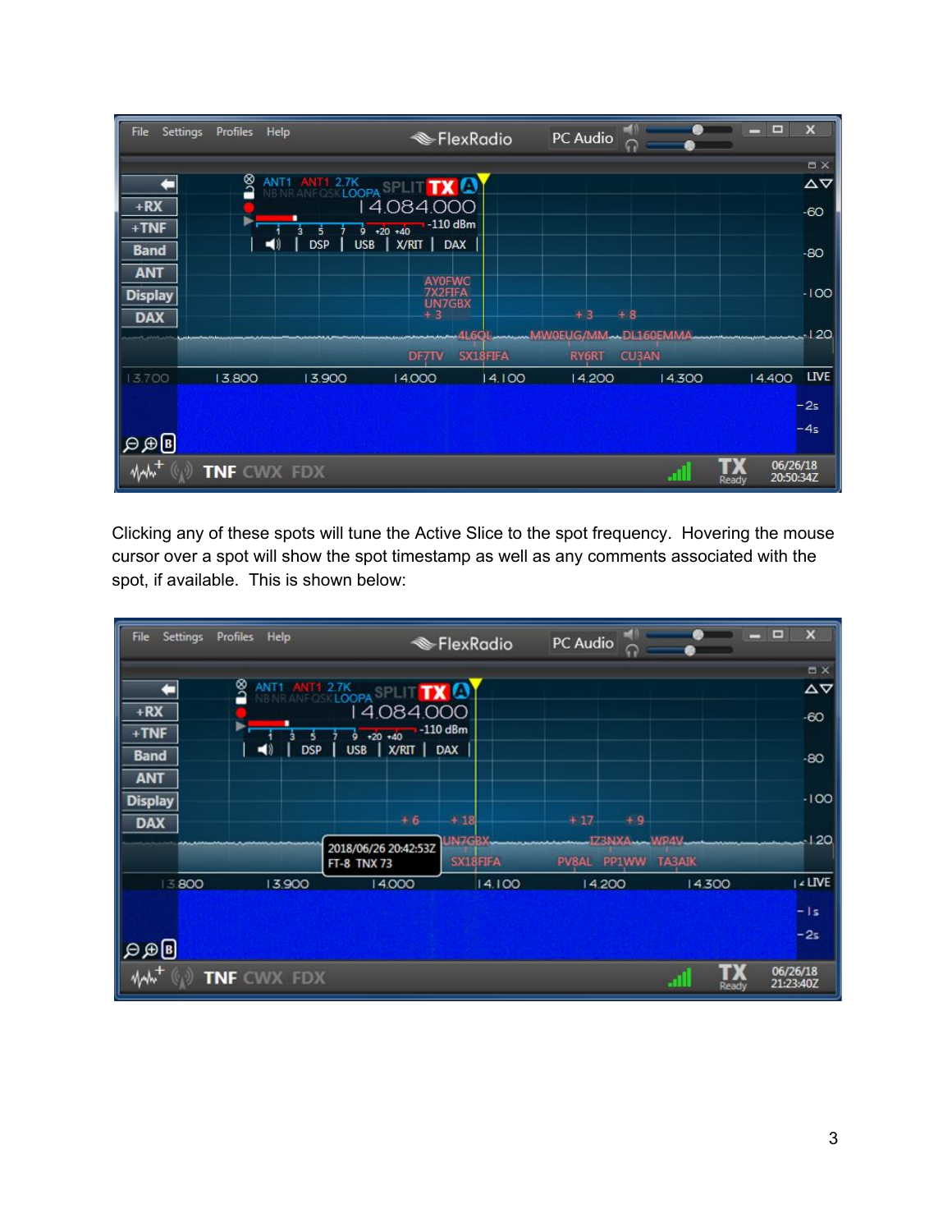Clicking any of these spots will tune the Active Slice to the spot frequency. Hovering the mouse cursor over a spot will show the spot timestamp as well as any comments associated with the spot, if available. This is shown below: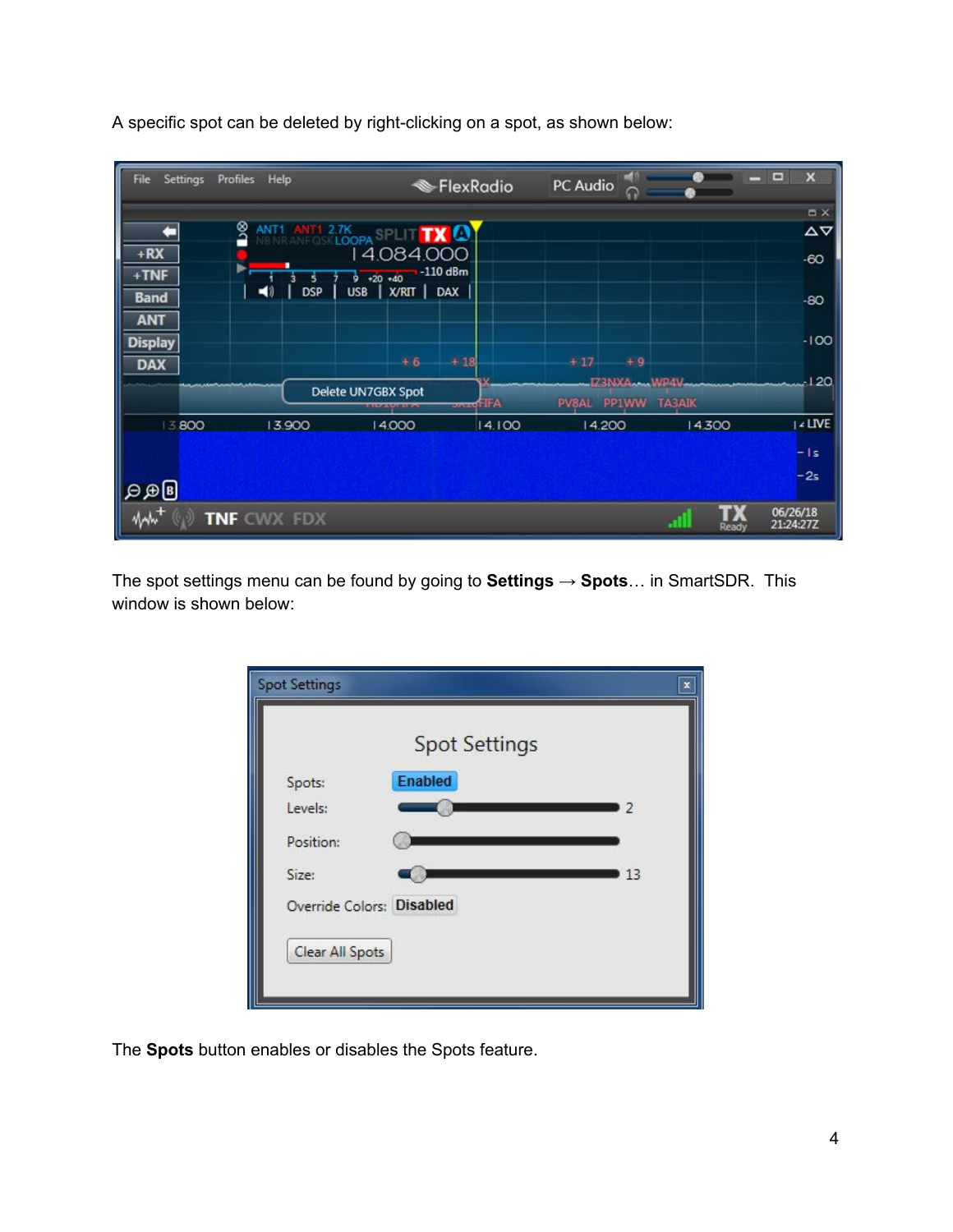A specific spot can be deleted by right-clicking on a spot, as shown below:

The spot settings menu can be found by going to **Settings** → **Spots**… in SmartSDR. This window is shown below:

The **Spots** button enables or disables the Spots feature.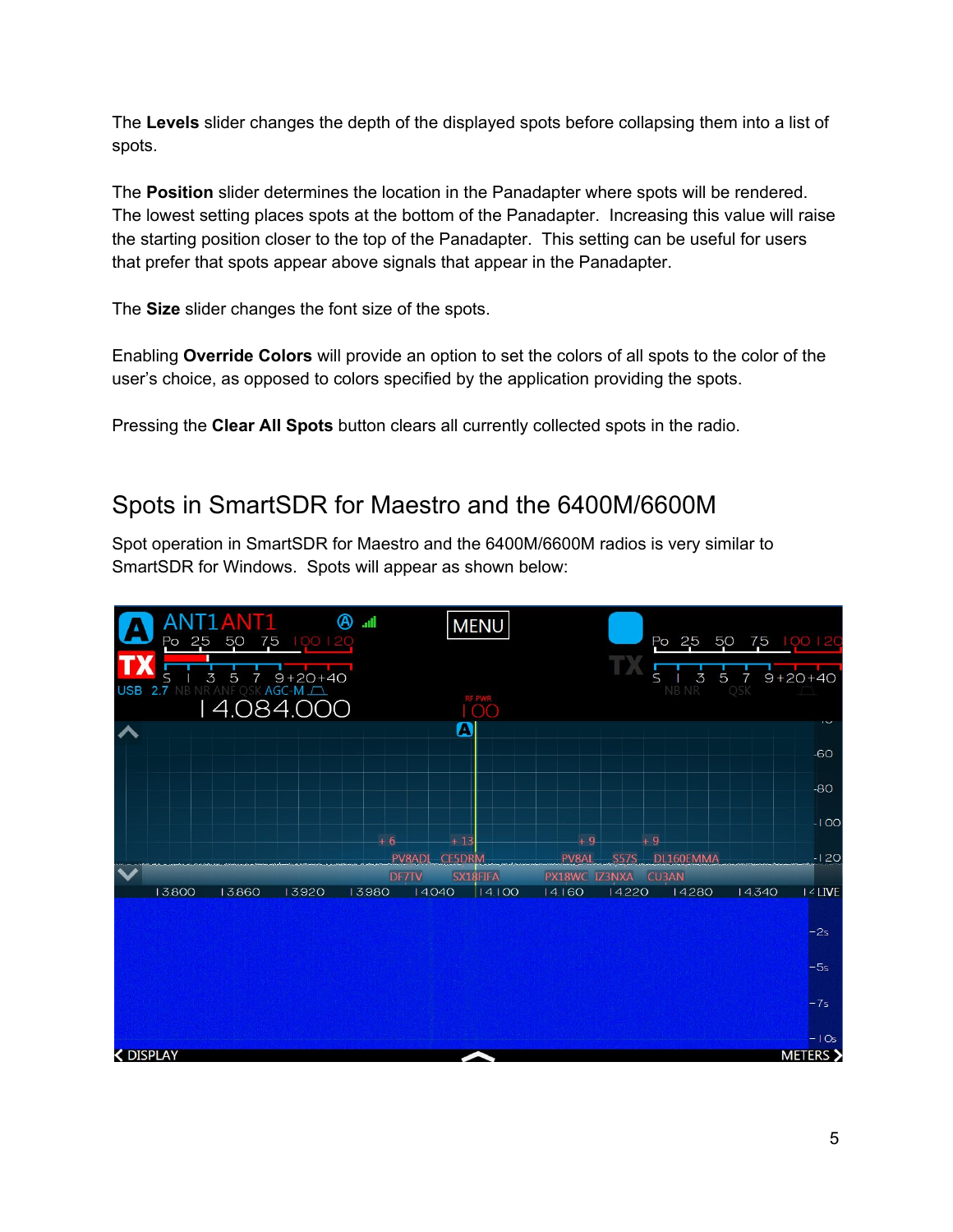The **Levels** slider changes the depth of the displayed spots before collapsing them into a list of spots.

The **Position** slider determines the location in the Panadapter where spots will be rendered. The lowest setting places spots at the bottom of the Panadapter. Increasing this value will raise the starting position closer to the top of the Panadapter. This setting can be useful for users that prefer that spots appear above signals that appear in the Panadapter.

The **Size** slider changes the font size of the spots.

Enabling **Override Colors** will provide an option to set the colors of all spots to the color of the user's choice, as opposed to colors specified by the application providing the spots.

Pressing the **Clear All Spots** button clears all currently collected spots in the radio.

## Spots in SmartSDR for Maestro and the 6400M/6600M

Spot operation in SmartSDR for Maestro and the 6400M/6600M radios is very similar to SmartSDR for Windows. Spots will appear as shown below: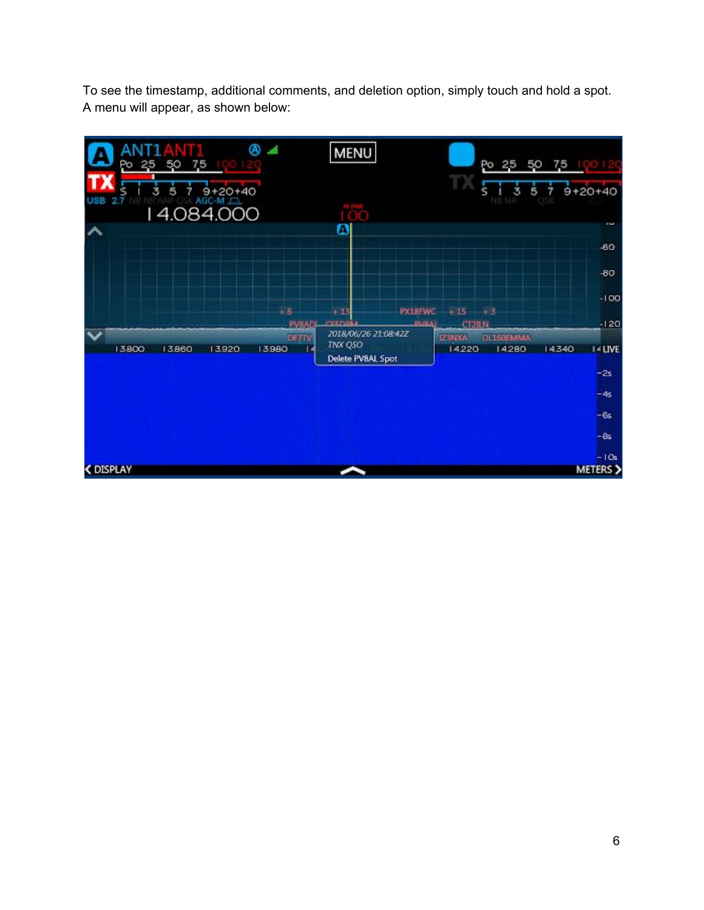To see the timestamp, additional comments, and deletion option, simply touch and hold a spot. A menu will appear, as shown below: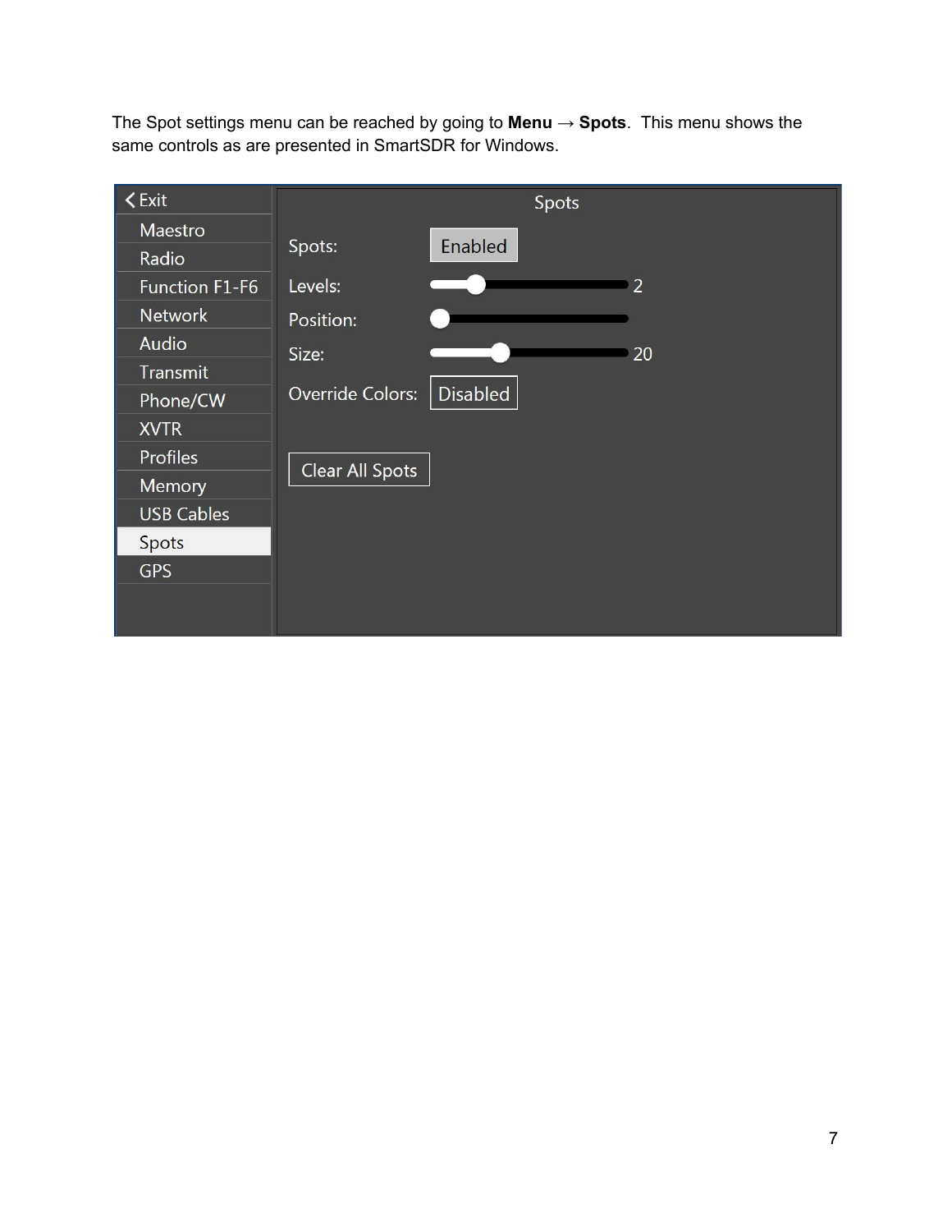The Spot settings menu can be reached by going to **Menu** → **Spots**. This menu shows the same controls as are presented in SmartSDR for Windows.

< Exit
Maestro
Radio
Function F1-F6
Network
Audio
Transmit
Phone/CW
XVTR
Profiles
Memory
USB Cables
Spots
GPS

Spots

Spots: Enabled
Levels: 2
Position:
Size: 20
Override Colors: Disabled

Clear All Spots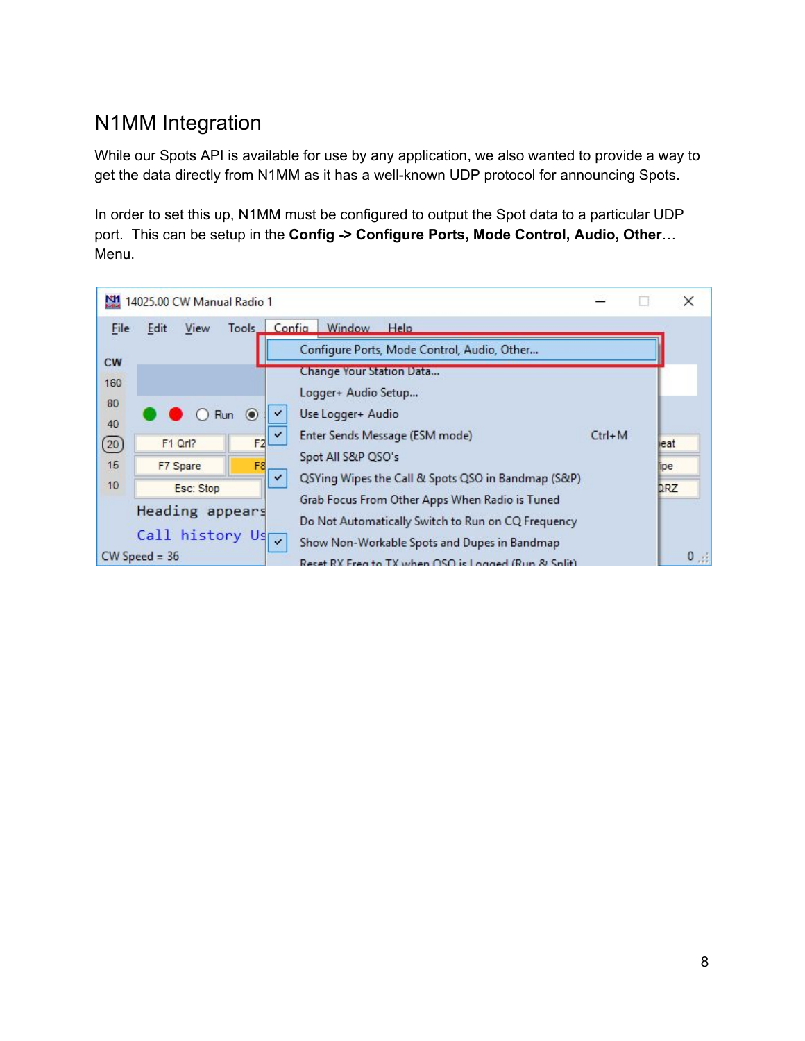## N1MM Integration

While our Spots API is available for use by any application, we also wanted to provide a way to get the data directly from N1MM as it has a well-known UDP protocol for announcing Spots.

In order to set this up, N1MM must be configured to output the Spot data to a particular UDP port. This can be setup in the **Config -> Configure Ports, Mode Control, Audio, Other**… Menu.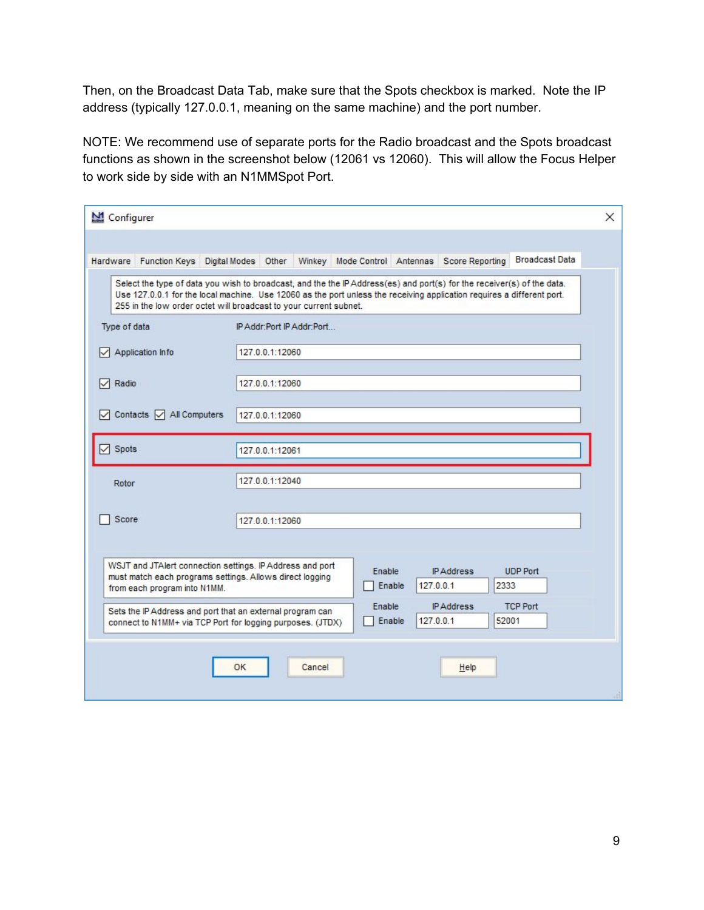Then, on the Broadcast Data Tab, make sure that the Spots checkbox is marked. Note the IP address (typically 127.0.0.1, meaning on the same machine) and the port number.

NOTE: We recommend use of separate ports for the Radio broadcast and the Spots broadcast functions as shown in the screenshot below (12061 vs 12060). This will allow the Focus Helper to work side by side with an N1MMSpot Port.

Configurer

Hardware | Function Keys | Digital Modes | Other | Winkey | Mode Control | Antennas | Score Reporting | Broadcast Data

Select the type of data you wish to broadcast, and the the IP Address(es) and port(s) for the receiver(s) of the data. Use 127.0.0.1 for the local machine. Use 12060 as the port unless the receiving application requires a different port. 255 in the low order octet will broadcast to your current subnet.

| Type of data | IP Addr:Port IP Addr:Port... |
|---|---|
| ☑ Application Info | 127.0.0.1:12060 |
| ☑ Radio | 127.0.0.1:12060 |
| ☑ Contacts ☑ All Computers | 127.0.0.1:12060 |
| ☑ Spots | 127.0.0.1:12061 |
| Rotor | 127.0.0.1:12040 |
| ☐ Score | 127.0.0.1:12060 |

| | Enable | IP Address | UDP Port |
|---|---|---|---|
| WSJT and JTAlert connection settings. IP Address and port must match each programs settings. Allows direct logging from each program into N1MM. | ☐ Enable | 127.0.0.1 | 2333 |

| | Enable | IP Address | TCP Port |
|---|---|---|---|
| Sets the IP Address and port that an external program can connect to N1MM+ via TCP Port for logging purposes. (JTDX) | ☐ Enable | 127.0.0.1 | 52001 |

OK Cancel Help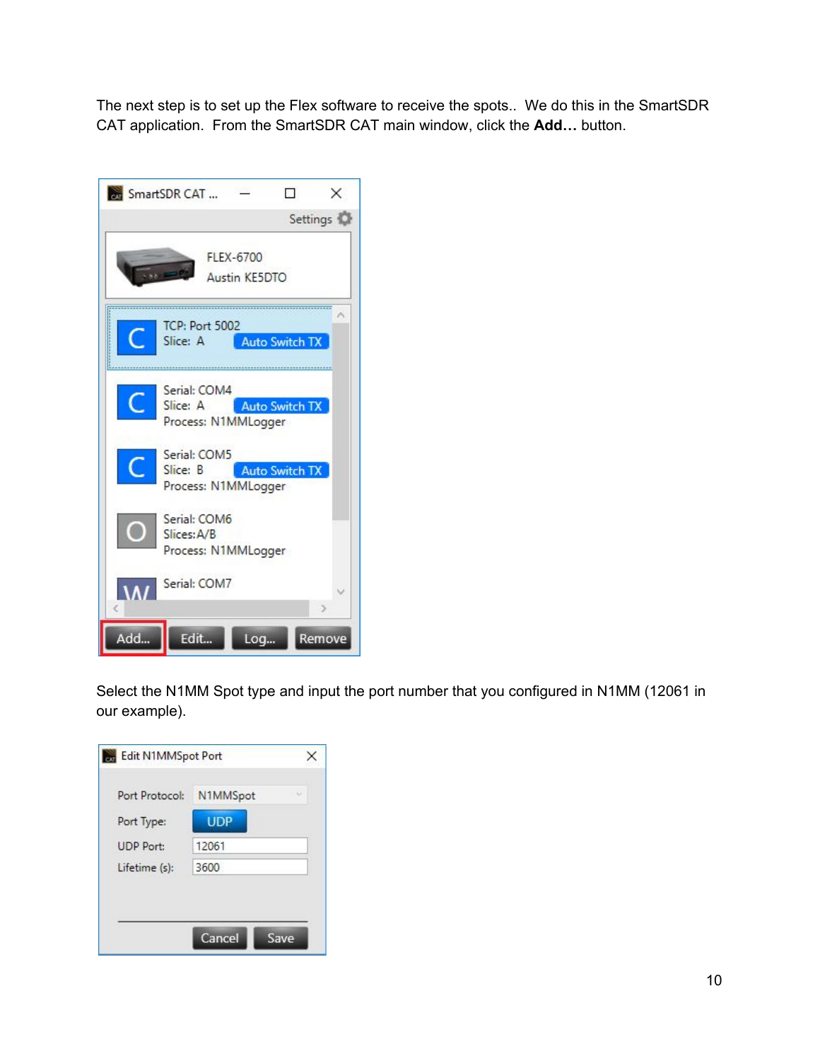The next step is to set up the Flex software to receive the spots.. We do this in the SmartSDR CAT application. From the SmartSDR CAT main window, click the **Add…** button.

Select the N1MM Spot type and input the port number that you configured in N1MM (12061 in our example).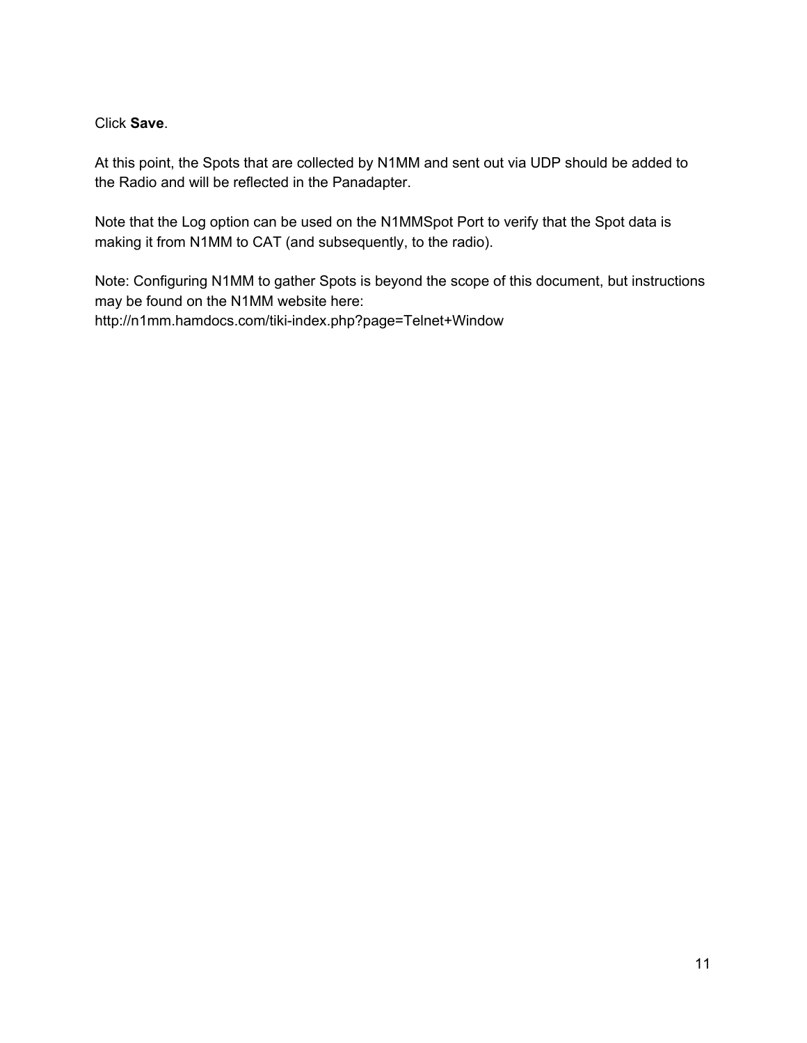Click **Save**.

At this point, the Spots that are collected by N1MM and sent out via UDP should be added to the Radio and will be reflected in the Panadapter.

Note that the Log option can be used on the N1MMSpot Port to verify that the Spot data is making it from N1MM to CAT (and subsequently, to the radio).

Note: Configuring N1MM to gather Spots is beyond the scope of this document, but instructions may be found on the N1MM website here:
http://n1mm.hamdocs.com/tiki-index.php?page=Telnet+Window